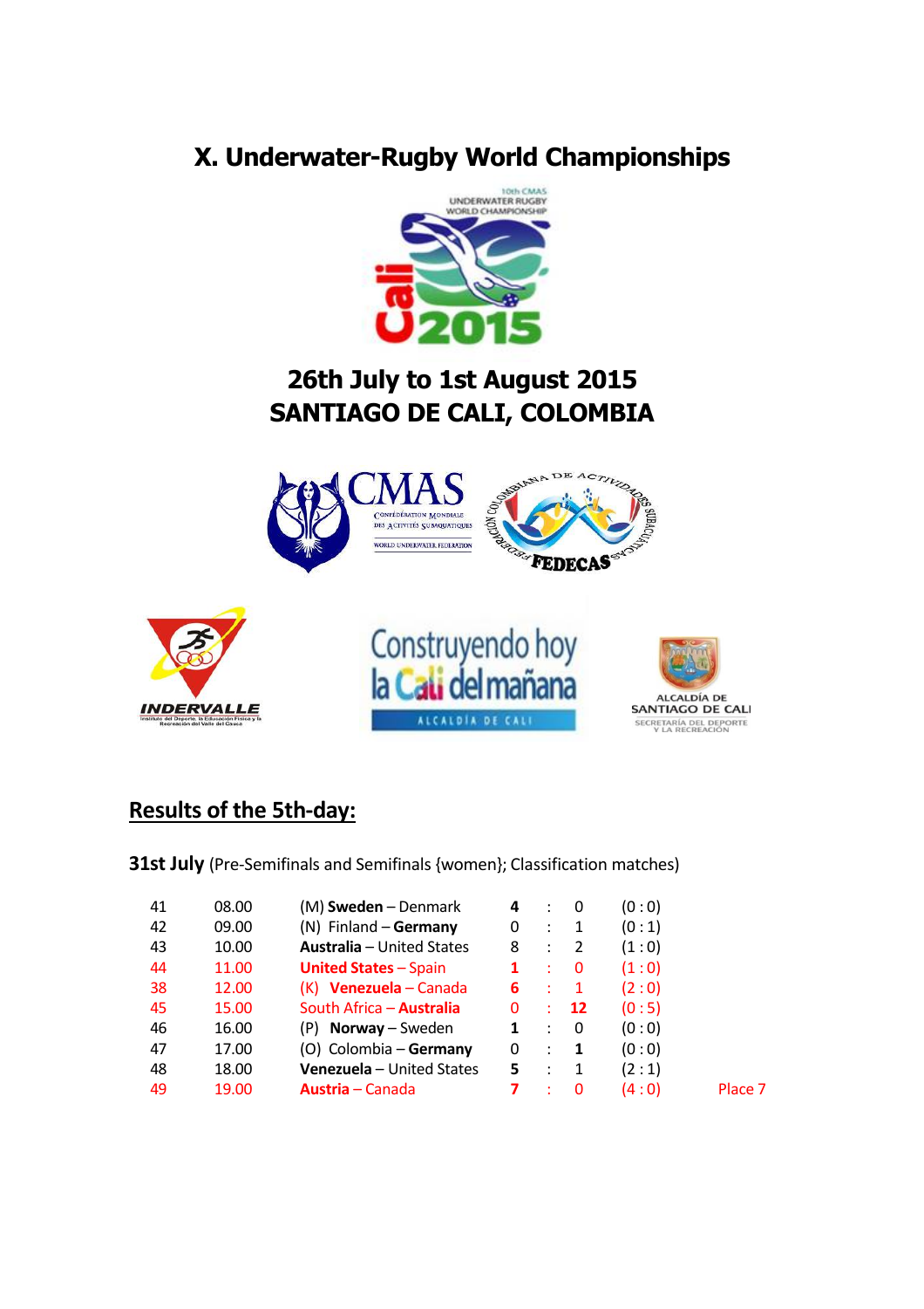# X. Underwater-Rugby World Championships

## 26th July to 1st August 2015
## SANTIAGO DE CALI, COLOMBIA

## Results of the 5th-day:

**31st July** (Pre-Semifinals and Semifinals {women}; Classification matches)

| No. | Time | Match | | | | Half-time | |
|---|---|---|---|---|---|---|---|
| 41 | 08.00 | (M) **Sweden** – Denmark | **4** | : | 0 | (0 : 0) | |
| 42 | 09.00 | (N) Finland – **Germany** | 0 | : | 1 | (0 : 1) | |
| 43 | 10.00 | **Australia** – United States | 8 | : | 2 | (1 : 0) | |
| 44 | 11.00 | **United States** – Spain | **1** | : | 0 | (1 : 0) | |
| 38 | 12.00 | (K) **Venezuela** – Canada | **6** | : | 1 | (2 : 0) | |
| 45 | 15.00 | South Africa – **Australia** | 0 | : | **12** | (0 : 5) | |
| 46 | 16.00 | (P) **Norway** – Sweden | **1** | : | 0 | (0 : 0) | |
| 47 | 17.00 | (O) Colombia – **Germany** | 0 | : | **1** | (0 : 0) | |
| 48 | 18.00 | **Venezuela** – United States | **5** | : | 1 | (2 : 1) | |
| 49 | 19.00 | **Austria** – Canada | **7** | : | 0 | (4 : 0) | Place 7 |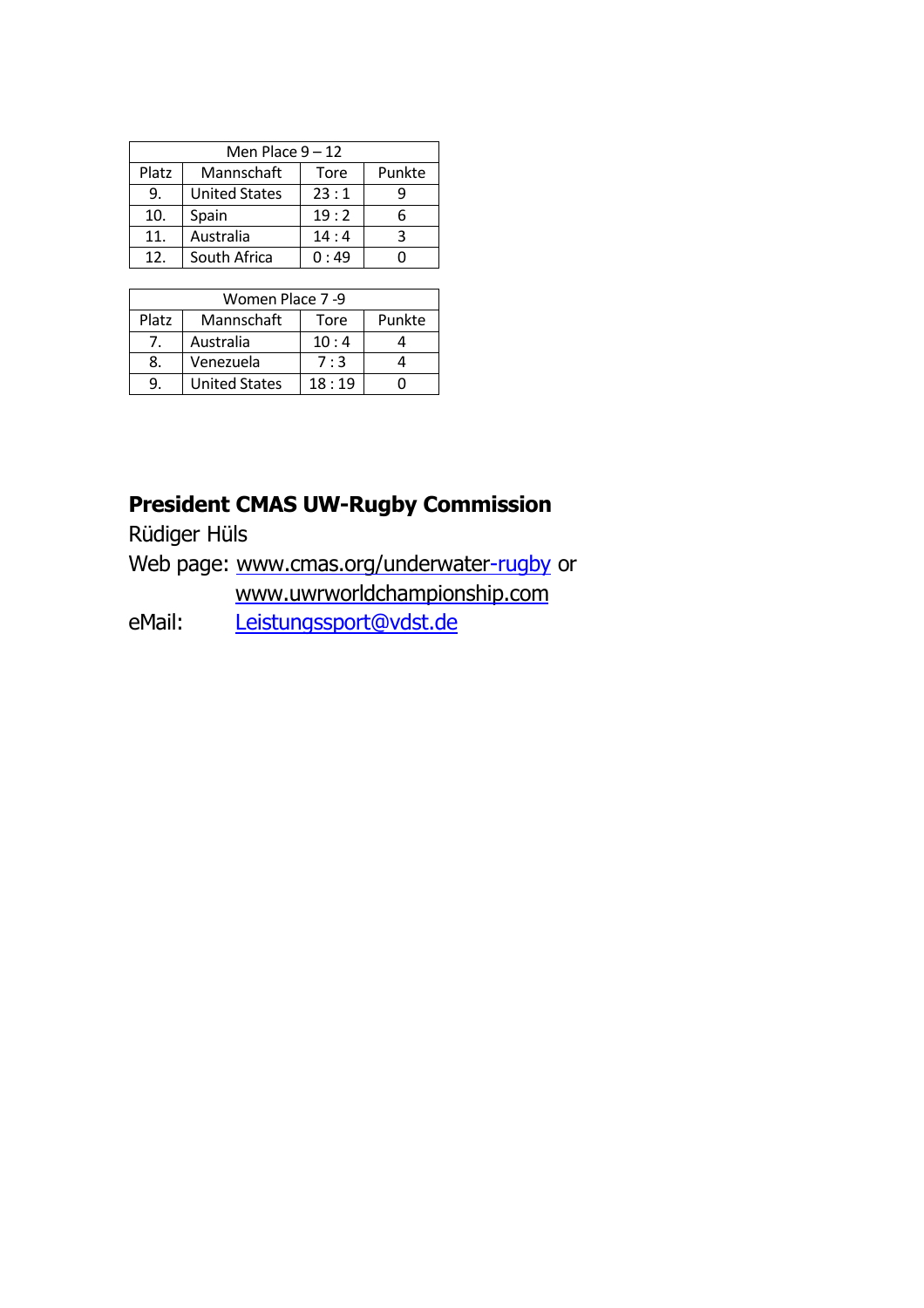| Men Place 9 – 12 | | | |
|---|---|---|---|
| Platz | Mannschaft | Tore | Punkte |
| 9. | United States | 23 : 1 | 9 |
| 10. | Spain | 19 : 2 | 6 |
| 11. | Australia | 14 : 4 | 3 |
| 12. | South Africa | 0 : 49 | 0 |

| Women Place 7 -9 | | | |
|---|---|---|---|
| Platz | Mannschaft | Tore | Punkte |
| 7. | Australia | 10 : 4 | 4 |
| 8. | Venezuela | 7 : 3 | 4 |
| 9. | United States | 18 : 19 | 0 |

**President CMAS UW-Rugby Commission**

Rüdiger Hüls

Web page: www.cmas.org/underwater-rugby or
www.uwrworldchampionship.com

eMail: Leistungssport@vdst.de